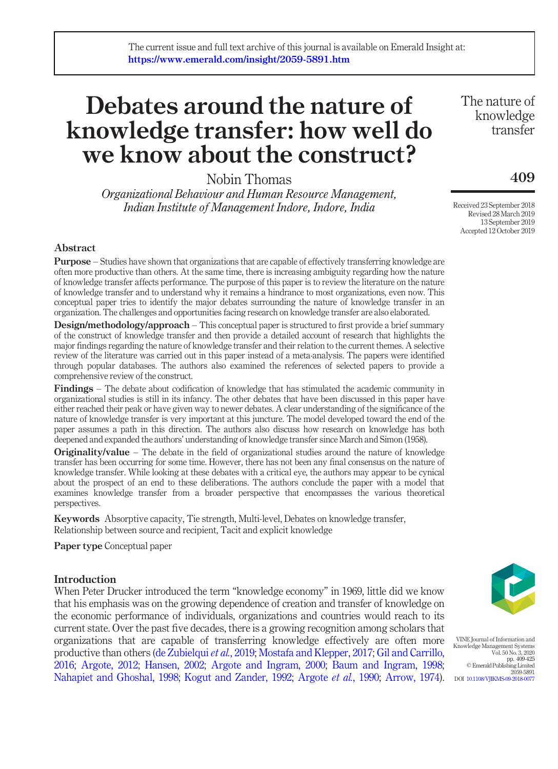The current issue and full text archive of this journal is available on Emerald Insight at: https://www.emerald.com/insight/2059-5891.htm

# Debates around the nature of knowledge transfer: how well do we know about the construct?

Nobin Thomas

*Organizational Behaviour and Human Resource Management, Indian Institute of Management Indore, Indore, India*

Received 23 September 2018
Revised 28 March 2019
13 September 2019
Accepted 12 October 2019

## Abstract

**Purpose** – Studies have shown that organizations that are capable of effectively transferring knowledge are often more productive than others. At the same time, there is increasing ambiguity regarding how the nature of knowledge transfer affects performance. The purpose of this paper is to review the literature on the nature of knowledge transfer and to understand why it remains a hindrance to most organizations, even now. This conceptual paper tries to identify the major debates surrounding the nature of knowledge transfer in an organization. The challenges and opportunities facing research on knowledge transfer are also elaborated.

**Design/methodology/approach** – This conceptual paper is structured to first provide a brief summary of the construct of knowledge transfer and then provide a detailed account of research that highlights the major findings regarding the nature of knowledge transfer and their relation to the current themes. A selective review of the literature was carried out in this paper instead of a meta-analysis. The papers were identified through popular databases. The authors also examined the references of selected papers to provide a comprehensive review of the construct.

**Findings** – The debate about codification of knowledge that has stimulated the academic community in organizational studies is still in its infancy. The other debates that have been discussed in this paper have either reached their peak or have given way to newer debates. A clear understanding of the significance of the nature of knowledge transfer is very important at this juncture. The model developed toward the end of the paper assumes a path in this direction. The authors also discuss how research on knowledge has both deepened and expanded the authors' understanding of knowledge transfer since March and Simon (1958).

**Originality/value** – The debate in the field of organizational studies around the nature of knowledge transfer has been occurring for some time. However, there has not been any final consensus on the nature of knowledge transfer. While looking at these debates with a critical eye, the authors may appear to be cynical about the prospect of an end to these deliberations. The authors conclude the paper with a model that examines knowledge transfer from a broader perspective that encompasses the various theoretical perspectives.

**Keywords** Absorptive capacity, Tie strength, Multi-level, Debates on knowledge transfer, Relationship between source and recipient, Tacit and explicit knowledge

**Paper type** Conceptual paper

## Introduction

When Peter Drucker introduced the term "knowledge economy" in 1969, little did we know that his emphasis was on the growing dependence of creation and transfer of knowledge on the economic performance of individuals, organizations and countries would reach to its current state. Over the past five decades, there is a growing recognition among scholars that organizations that are capable of transferring knowledge effectively are often more productive than others (de Zubielqui *et al.*, 2019; Mostafa and Klepper, 2017; Gil and Carrillo, 2016; Argote, 2012; Hansen, 2002; Argote and Ingram, 2000; Baum and Ingram, 1998; Nahapiet and Ghoshal, 1998; Kogut and Zander, 1992; Argote *et al.*, 1990; Arrow, 1974).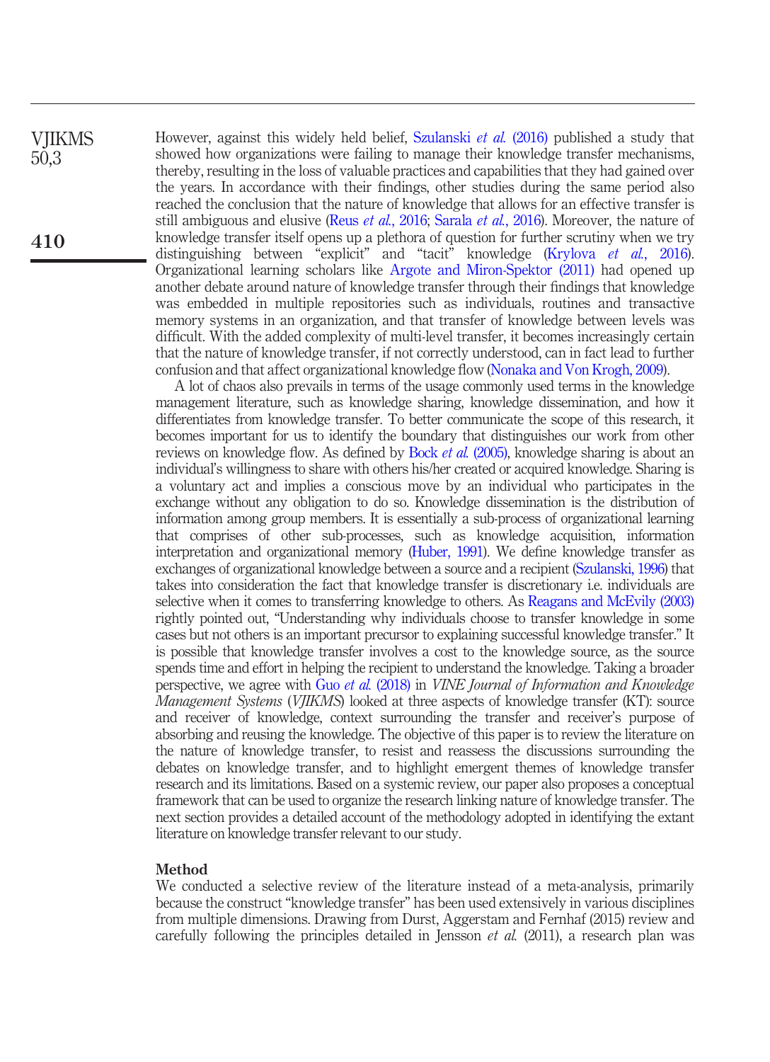However, against this widely held belief, Szulanski *et al.* (2016) published a study that showed how organizations were failing to manage their knowledge transfer mechanisms, thereby, resulting in the loss of valuable practices and capabilities that they had gained over the years. In accordance with their findings, other studies during the same period also reached the conclusion that the nature of knowledge that allows for an effective transfer is still ambiguous and elusive (Reus *et al.*, 2016; Sarala *et al.*, 2016). Moreover, the nature of knowledge transfer itself opens up a plethora of question for further scrutiny when we try distinguishing between "explicit" and "tacit" knowledge (Krylova *et al.*, 2016). Organizational learning scholars like Argote and Miron-Spektor (2011) had opened up another debate around nature of knowledge transfer through their findings that knowledge was embedded in multiple repositories such as individuals, routines and transactive memory systems in an organization, and that transfer of knowledge between levels was difficult. With the added complexity of multi-level transfer, it becomes increasingly certain that the nature of knowledge transfer, if not correctly understood, can in fact lead to further confusion and that affect organizational knowledge flow (Nonaka and Von Krogh, 2009).

A lot of chaos also prevails in terms of the usage commonly used terms in the knowledge management literature, such as knowledge sharing, knowledge dissemination, and how it differentiates from knowledge transfer. To better communicate the scope of this research, it becomes important for us to identify the boundary that distinguishes our work from other reviews on knowledge flow. As defined by Bock *et al.* (2005), knowledge sharing is about an individual's willingness to share with others his/her created or acquired knowledge. Sharing is a voluntary act and implies a conscious move by an individual who participates in the exchange without any obligation to do so. Knowledge dissemination is the distribution of information among group members. It is essentially a sub-process of organizational learning that comprises of other sub-processes, such as knowledge acquisition, information interpretation and organizational memory (Huber, 1991). We define knowledge transfer as exchanges of organizational knowledge between a source and a recipient (Szulanski, 1996) that takes into consideration the fact that knowledge transfer is discretionary i.e. individuals are selective when it comes to transferring knowledge to others. As Reagans and McEvily (2003) rightly pointed out, "Understanding why individuals choose to transfer knowledge in some cases but not others is an important precursor to explaining successful knowledge transfer." It is possible that knowledge transfer involves a cost to the knowledge source, as the source spends time and effort in helping the recipient to understand the knowledge. Taking a broader perspective, we agree with Guo *et al.* (2018) in *VINE Journal of Information and Knowledge Management Systems* (*VJIKMS*) looked at three aspects of knowledge transfer (KT): source and receiver of knowledge, context surrounding the transfer and receiver's purpose of absorbing and reusing the knowledge. The objective of this paper is to review the literature on the nature of knowledge transfer, to resist and reassess the discussions surrounding the debates on knowledge transfer, and to highlight emergent themes of knowledge transfer research and its limitations. Based on a systemic review, our paper also proposes a conceptual framework that can be used to organize the research linking nature of knowledge transfer. The next section provides a detailed account of the methodology adopted in identifying the extant literature on knowledge transfer relevant to our study.

## Method

We conducted a selective review of the literature instead of a meta-analysis, primarily because the construct "knowledge transfer" has been used extensively in various disciplines from multiple dimensions. Drawing from Durst, Aggerstam and Fernhaf (2015) review and carefully following the principles detailed in Jensson *et al.* (2011), a research plan was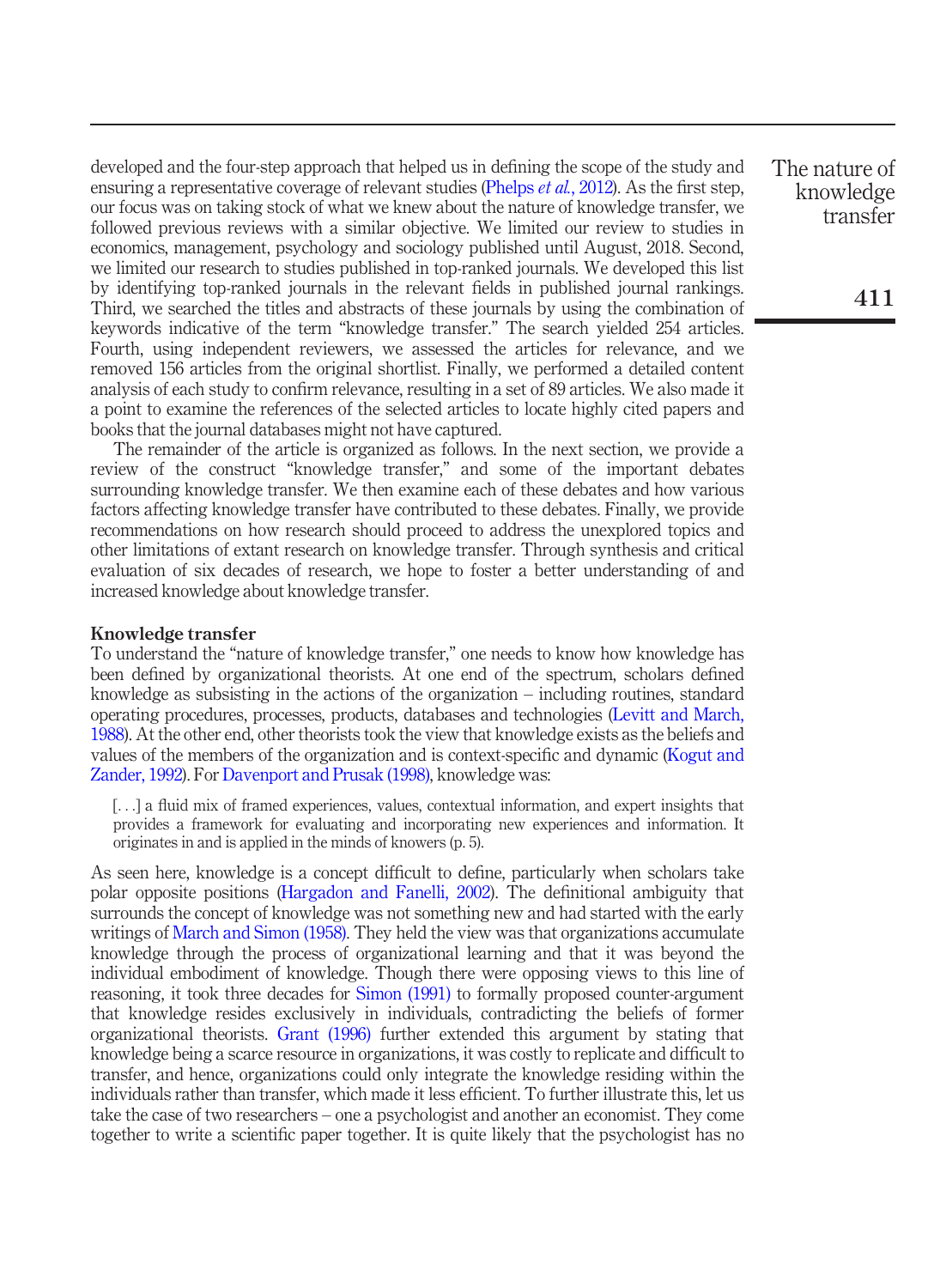developed and the four-step approach that helped us in defining the scope of the study and ensuring a representative coverage of relevant studies (Phelps *et al.*, 2012). As the first step, our focus was on taking stock of what we knew about the nature of knowledge transfer, we followed previous reviews with a similar objective. We limited our review to studies in economics, management, psychology and sociology published until August, 2018. Second, we limited our research to studies published in top-ranked journals. We developed this list by identifying top-ranked journals in the relevant fields in published journal rankings. Third, we searched the titles and abstracts of these journals by using the combination of keywords indicative of the term "knowledge transfer." The search yielded 254 articles. Fourth, using independent reviewers, we assessed the articles for relevance, and we removed 156 articles from the original shortlist. Finally, we performed a detailed content analysis of each study to confirm relevance, resulting in a set of 89 articles. We also made it a point to examine the references of the selected articles to locate highly cited papers and books that the journal databases might not have captured.

The remainder of the article is organized as follows. In the next section, we provide a review of the construct "knowledge transfer," and some of the important debates surrounding knowledge transfer. We then examine each of these debates and how various factors affecting knowledge transfer have contributed to these debates. Finally, we provide recommendations on how research should proceed to address the unexplored topics and other limitations of extant research on knowledge transfer. Through synthesis and critical evaluation of six decades of research, we hope to foster a better understanding of and increased knowledge about knowledge transfer.

## Knowledge transfer

To understand the "nature of knowledge transfer," one needs to know how knowledge has been defined by organizational theorists. At one end of the spectrum, scholars defined knowledge as subsisting in the actions of the organization – including routines, standard operating procedures, processes, products, databases and technologies (Levitt and March, 1988). At the other end, other theorists took the view that knowledge exists as the beliefs and values of the members of the organization and is context-specific and dynamic (Kogut and Zander, 1992). For Davenport and Prusak (1998), knowledge was:

> [...] a fluid mix of framed experiences, values, contextual information, and expert insights that provides a framework for evaluating and incorporating new experiences and information. It originates in and is applied in the minds of knowers (p. 5).

As seen here, knowledge is a concept difficult to define, particularly when scholars take polar opposite positions (Hargadon and Fanelli, 2002). The definitional ambiguity that surrounds the concept of knowledge was not something new and had started with the early writings of March and Simon (1958). They held the view was that organizations accumulate knowledge through the process of organizational learning and that it was beyond the individual embodiment of knowledge. Though there were opposing views to this line of reasoning, it took three decades for Simon (1991) to formally proposed counter-argument that knowledge resides exclusively in individuals, contradicting the beliefs of former organizational theorists. Grant (1996) further extended this argument by stating that knowledge being a scarce resource in organizations, it was costly to replicate and difficult to transfer, and hence, organizations could only integrate the knowledge residing within the individuals rather than transfer, which made it less efficient. To further illustrate this, let us take the case of two researchers – one a psychologist and another an economist. They come together to write a scientific paper together. It is quite likely that the psychologist has no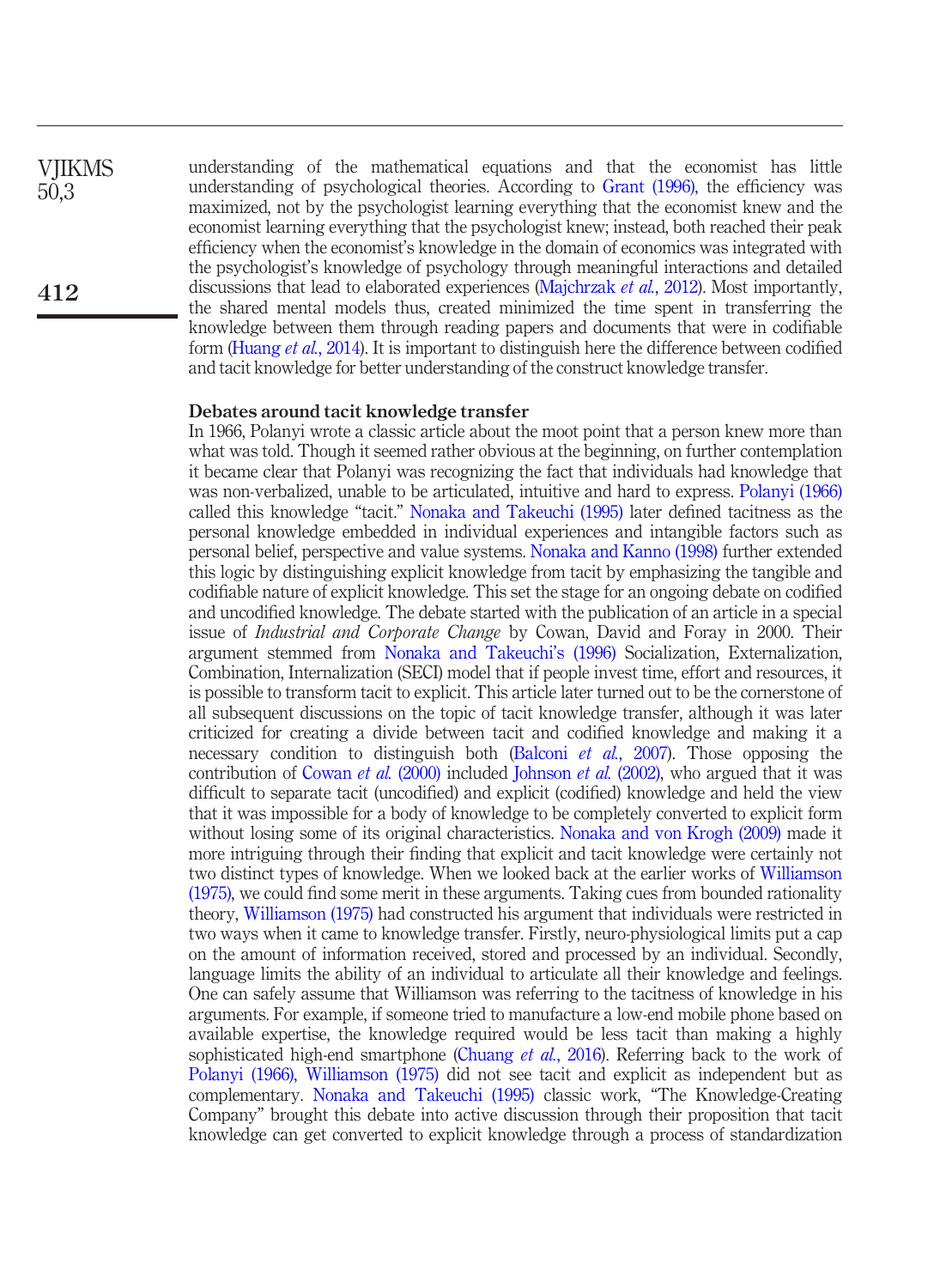understanding of the mathematical equations and that the economist has little understanding of psychological theories. According to Grant (1996), the efficiency was maximized, not by the psychologist learning everything that the economist knew and the economist learning everything that the psychologist knew; instead, both reached their peak efficiency when the economist's knowledge in the domain of economics was integrated with the psychologist's knowledge of psychology through meaningful interactions and detailed discussions that lead to elaborated experiences (Majchrzak *et al.*, 2012). Most importantly, the shared mental models thus, created minimized the time spent in transferring the knowledge between them through reading papers and documents that were in codifiable form (Huang *et al.*, 2014). It is important to distinguish here the difference between codified and tacit knowledge for better understanding of the construct knowledge transfer.

### Debates around tacit knowledge transfer

In 1966, Polanyi wrote a classic article about the moot point that a person knew more than what was told. Though it seemed rather obvious at the beginning, on further contemplation it became clear that Polanyi was recognizing the fact that individuals had knowledge that was non-verbalized, unable to be articulated, intuitive and hard to express. Polanyi (1966) called this knowledge "tacit." Nonaka and Takeuchi (1995) later defined tacitness as the personal knowledge embedded in individual experiences and intangible factors such as personal belief, perspective and value systems. Nonaka and Kanno (1998) further extended this logic by distinguishing explicit knowledge from tacit by emphasizing the tangible and codifiable nature of explicit knowledge. This set the stage for an ongoing debate on codified and uncodified knowledge. The debate started with the publication of an article in a special issue of *Industrial and Corporate Change* by Cowan, David and Foray in 2000. Their argument stemmed from Nonaka and Takeuchi's (1996) Socialization, Externalization, Combination, Internalization (SECI) model that if people invest time, effort and resources, it is possible to transform tacit to explicit. This article later turned out to be the cornerstone of all subsequent discussions on the topic of tacit knowledge transfer, although it was later criticized for creating a divide between tacit and codified knowledge and making it a necessary condition to distinguish both (Balconi *et al.*, 2007). Those opposing the contribution of Cowan *et al.* (2000) included Johnson *et al.* (2002), who argued that it was difficult to separate tacit (uncodified) and explicit (codified) knowledge and held the view that it was impossible for a body of knowledge to be completely converted to explicit form without losing some of its original characteristics. Nonaka and von Krogh (2009) made it more intriguing through their finding that explicit and tacit knowledge were certainly not two distinct types of knowledge. When we looked back at the earlier works of Williamson (1975), we could find some merit in these arguments. Taking cues from bounded rationality theory, Williamson (1975) had constructed his argument that individuals were restricted in two ways when it came to knowledge transfer. Firstly, neuro-physiological limits put a cap on the amount of information received, stored and processed by an individual. Secondly, language limits the ability of an individual to articulate all their knowledge and feelings. One can safely assume that Williamson was referring to the tacitness of knowledge in his arguments. For example, if someone tried to manufacture a low-end mobile phone based on available expertise, the knowledge required would be less tacit than making a highly sophisticated high-end smartphone (Chuang *et al.*, 2016). Referring back to the work of Polanyi (1966), Williamson (1975) did not see tacit and explicit as independent but as complementary. Nonaka and Takeuchi (1995) classic work, "The Knowledge-Creating Company" brought this debate into active discussion through their proposition that tacit knowledge can get converted to explicit knowledge through a process of standardization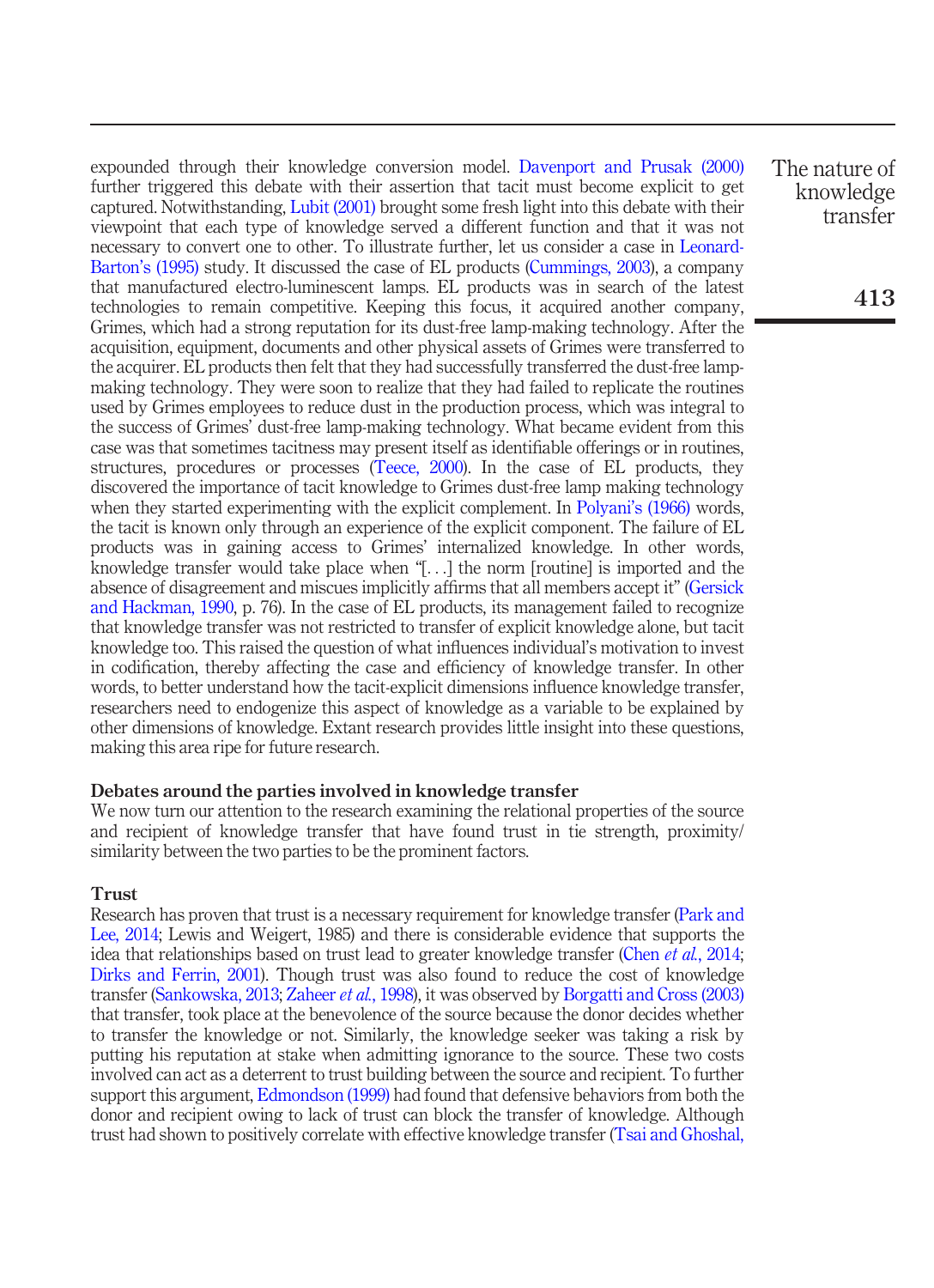expounded through their knowledge conversion model. Davenport and Prusak (2000) further triggered this debate with their assertion that tacit must become explicit to get captured. Notwithstanding, Lubit (2001) brought some fresh light into this debate with their viewpoint that each type of knowledge served a different function and that it was not necessary to convert one to other. To illustrate further, let us consider a case in Leonard-Barton's (1995) study. It discussed the case of EL products (Cummings, 2003), a company that manufactured electro-luminescent lamps. EL products was in search of the latest technologies to remain competitive. Keeping this focus, it acquired another company, Grimes, which had a strong reputation for its dust-free lamp-making technology. After the acquisition, equipment, documents and other physical assets of Grimes were transferred to the acquirer. EL products then felt that they had successfully transferred the dust-free lamp-making technology. They were soon to realize that they had failed to replicate the routines used by Grimes employees to reduce dust in the production process, which was integral to the success of Grimes' dust-free lamp-making technology. What became evident from this case was that sometimes tacitness may present itself as identifiable offerings or in routines, structures, procedures or processes (Teece, 2000). In the case of EL products, they discovered the importance of tacit knowledge to Grimes dust-free lamp making technology when they started experimenting with the explicit complement. In Polyani's (1966) words, the tacit is known only through an experience of the explicit component. The failure of EL products was in gaining access to Grimes' internalized knowledge. In other words, knowledge transfer would take place when "[...] the norm [routine] is imported and the absence of disagreement and miscues implicitly affirms that all members accept it" (Gersick and Hackman, 1990, p. 76). In the case of EL products, its management failed to recognize that knowledge transfer was not restricted to transfer of explicit knowledge alone, but tacit knowledge too. This raised the question of what influences individual's motivation to invest in codification, thereby affecting the case and efficiency of knowledge transfer. In other words, to better understand how the tacit-explicit dimensions influence knowledge transfer, researchers need to endogenize this aspect of knowledge as a variable to be explained by other dimensions of knowledge. Extant research provides little insight into these questions, making this area ripe for future research.

### Debates around the parties involved in knowledge transfer

We now turn our attention to the research examining the relational properties of the source and recipient of knowledge transfer that have found trust in tie strength, proximity/similarity between the two parties to be the prominent factors.

#### Trust

Research has proven that trust is a necessary requirement for knowledge transfer (Park and Lee, 2014; Lewis and Weigert, 1985) and there is considerable evidence that supports the idea that relationships based on trust lead to greater knowledge transfer (Chen *et al.*, 2014; Dirks and Ferrin, 2001). Though trust was also found to reduce the cost of knowledge transfer (Sankowska, 2013; Zaheer *et al.*, 1998), it was observed by Borgatti and Cross (2003) that transfer, took place at the benevolence of the source because the donor decides whether to transfer the knowledge or not. Similarly, the knowledge seeker was taking a risk by putting his reputation at stake when admitting ignorance to the source. These two costs involved can act as a deterrent to trust building between the source and recipient. To further support this argument, Edmondson (1999) had found that defensive behaviors from both the donor and recipient owing to lack of trust can block the transfer of knowledge. Although trust had shown to positively correlate with effective knowledge transfer (Tsai and Ghoshal,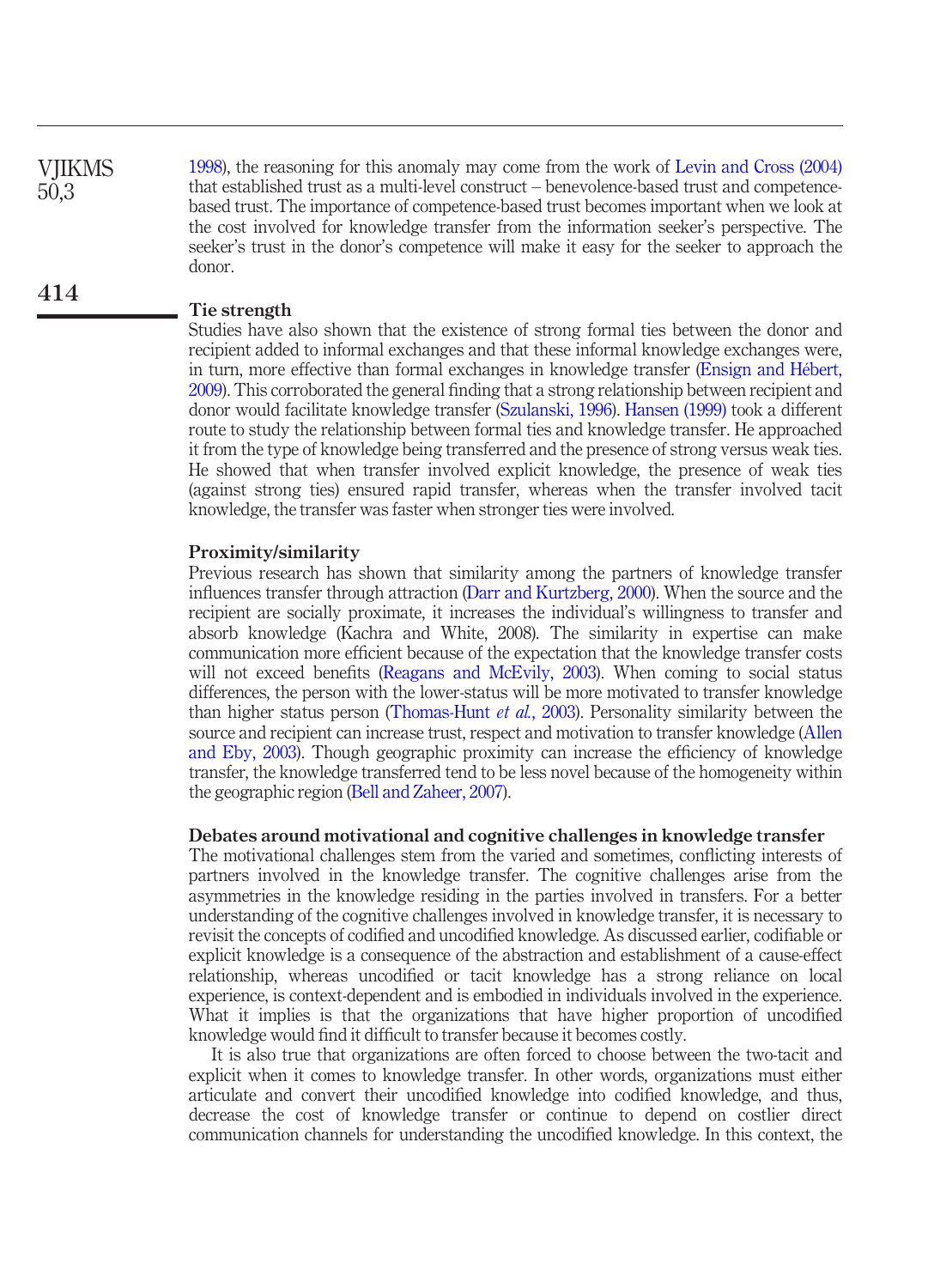1998), the reasoning for this anomaly may come from the work of Levin and Cross (2004) that established trust as a multi-level construct – benevolence-based trust and competence-based trust. The importance of competence-based trust becomes important when we look at the cost involved for knowledge transfer from the information seeker's perspective. The seeker's trust in the donor's competence will make it easy for the seeker to approach the donor.

### Tie strength

Studies have also shown that the existence of strong formal ties between the donor and recipient added to informal exchanges and that these informal knowledge exchanges were, in turn, more effective than formal exchanges in knowledge transfer (Ensign and Hébert, 2009). This corroborated the general finding that a strong relationship between recipient and donor would facilitate knowledge transfer (Szulanski, 1996). Hansen (1999) took a different route to study the relationship between formal ties and knowledge transfer. He approached it from the type of knowledge being transferred and the presence of strong versus weak ties. He showed that when transfer involved explicit knowledge, the presence of weak ties (against strong ties) ensured rapid transfer, whereas when the transfer involved tacit knowledge, the transfer was faster when stronger ties were involved.

### Proximity/similarity

Previous research has shown that similarity among the partners of knowledge transfer influences transfer through attraction (Darr and Kurtzberg, 2000). When the source and the recipient are socially proximate, it increases the individual's willingness to transfer and absorb knowledge (Kachra and White, 2008). The similarity in expertise can make communication more efficient because of the expectation that the knowledge transfer costs will not exceed benefits (Reagans and McEvily, 2003). When coming to social status differences, the person with the lower-status will be more motivated to transfer knowledge than higher status person (Thomas-Hunt *et al.*, 2003). Personality similarity between the source and recipient can increase trust, respect and motivation to transfer knowledge (Allen and Eby, 2003). Though geographic proximity can increase the efficiency of knowledge transfer, the knowledge transferred tend to be less novel because of the homogeneity within the geographic region (Bell and Zaheer, 2007).

### Debates around motivational and cognitive challenges in knowledge transfer

The motivational challenges stem from the varied and sometimes, conflicting interests of partners involved in the knowledge transfer. The cognitive challenges arise from the asymmetries in the knowledge residing in the parties involved in transfers. For a better understanding of the cognitive challenges involved in knowledge transfer, it is necessary to revisit the concepts of codified and uncodified knowledge. As discussed earlier, codifiable or explicit knowledge is a consequence of the abstraction and establishment of a cause-effect relationship, whereas uncodified or tacit knowledge has a strong reliance on local experience, is context-dependent and is embodied in individuals involved in the experience. What it implies is that the organizations that have higher proportion of uncodified knowledge would find it difficult to transfer because it becomes costly.

It is also true that organizations are often forced to choose between the two-tacit and explicit when it comes to knowledge transfer. In other words, organizations must either articulate and convert their uncodified knowledge into codified knowledge, and thus, decrease the cost of knowledge transfer or continue to depend on costlier direct communication channels for understanding the uncodified knowledge. In this context, the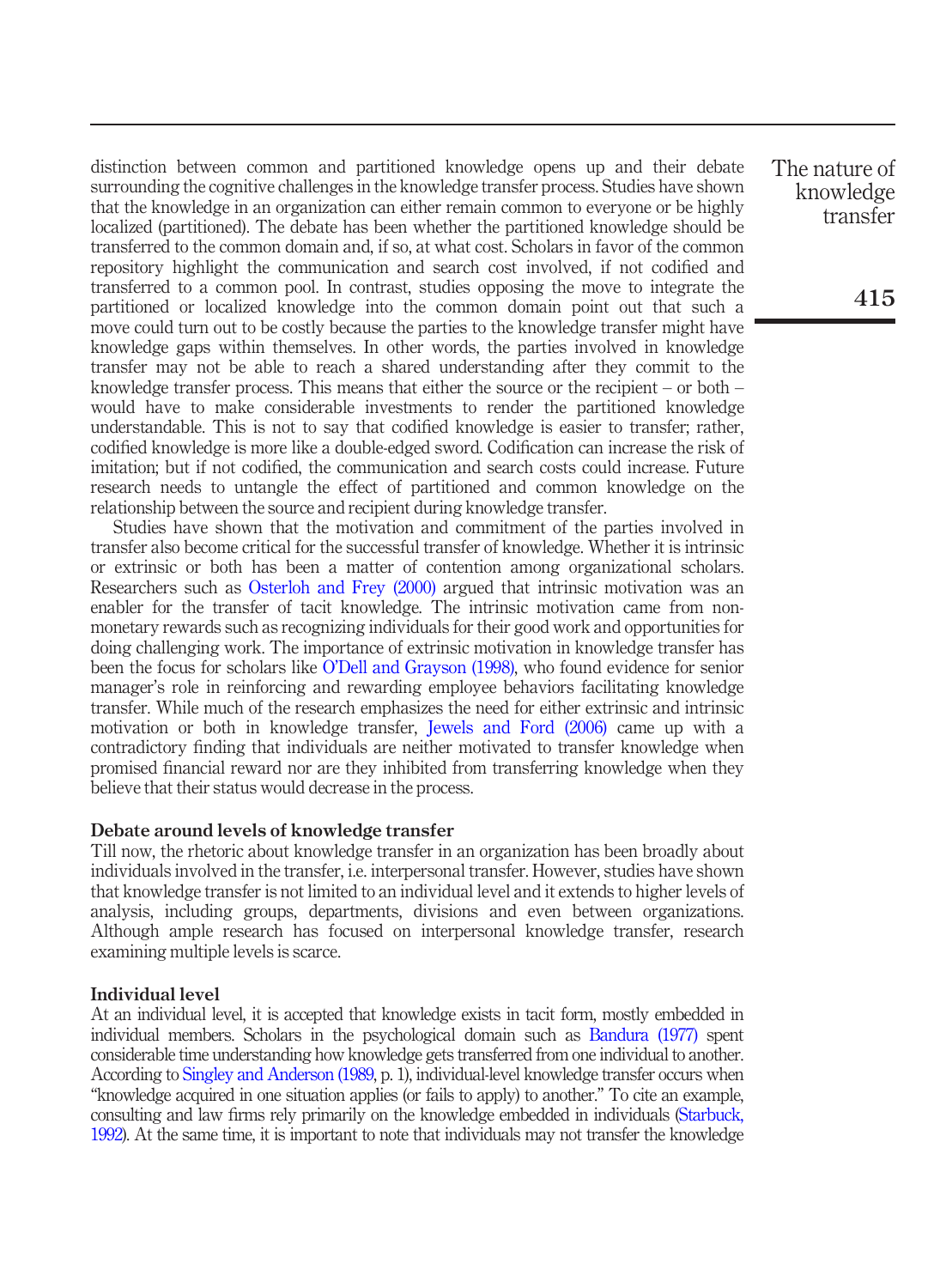distinction between common and partitioned knowledge opens up and their debate surrounding the cognitive challenges in the knowledge transfer process. Studies have shown that the knowledge in an organization can either remain common to everyone or be highly localized (partitioned). The debate has been whether the partitioned knowledge should be transferred to the common domain and, if so, at what cost. Scholars in favor of the common repository highlight the communication and search cost involved, if not codified and transferred to a common pool. In contrast, studies opposing the move to integrate the partitioned or localized knowledge into the common domain point out that such a move could turn out to be costly because the parties to the knowledge transfer might have knowledge gaps within themselves. In other words, the parties involved in knowledge transfer may not be able to reach a shared understanding after they commit to the knowledge transfer process. This means that either the source or the recipient – or both – would have to make considerable investments to render the partitioned knowledge understandable. This is not to say that codified knowledge is easier to transfer; rather, codified knowledge is more like a double-edged sword. Codification can increase the risk of imitation; but if not codified, the communication and search costs could increase. Future research needs to untangle the effect of partitioned and common knowledge on the relationship between the source and recipient during knowledge transfer.

Studies have shown that the motivation and commitment of the parties involved in transfer also become critical for the successful transfer of knowledge. Whether it is intrinsic or extrinsic or both has been a matter of contention among organizational scholars. Researchers such as Osterloh and Frey (2000) argued that intrinsic motivation was an enabler for the transfer of tacit knowledge. The intrinsic motivation came from non-monetary rewards such as recognizing individuals for their good work and opportunities for doing challenging work. The importance of extrinsic motivation in knowledge transfer has been the focus for scholars like O'Dell and Grayson (1998), who found evidence for senior manager's role in reinforcing and rewarding employee behaviors facilitating knowledge transfer. While much of the research emphasizes the need for either extrinsic and intrinsic motivation or both in knowledge transfer, Jewels and Ford (2006) came up with a contradictory finding that individuals are neither motivated to transfer knowledge when promised financial reward nor are they inhibited from transferring knowledge when they believe that their status would decrease in the process.

## Debate around levels of knowledge transfer

Till now, the rhetoric about knowledge transfer in an organization has been broadly about individuals involved in the transfer, i.e. interpersonal transfer. However, studies have shown that knowledge transfer is not limited to an individual level and it extends to higher levels of analysis, including groups, departments, divisions and even between organizations. Although ample research has focused on interpersonal knowledge transfer, research examining multiple levels is scarce.

## Individual level

At an individual level, it is accepted that knowledge exists in tacit form, mostly embedded in individual members. Scholars in the psychological domain such as Bandura (1977) spent considerable time understanding how knowledge gets transferred from one individual to another. According to Singley and Anderson (1989, p. 1), individual-level knowledge transfer occurs when "knowledge acquired in one situation applies (or fails to apply) to another." To cite an example, consulting and law firms rely primarily on the knowledge embedded in individuals (Starbuck, 1992). At the same time, it is important to note that individuals may not transfer the knowledge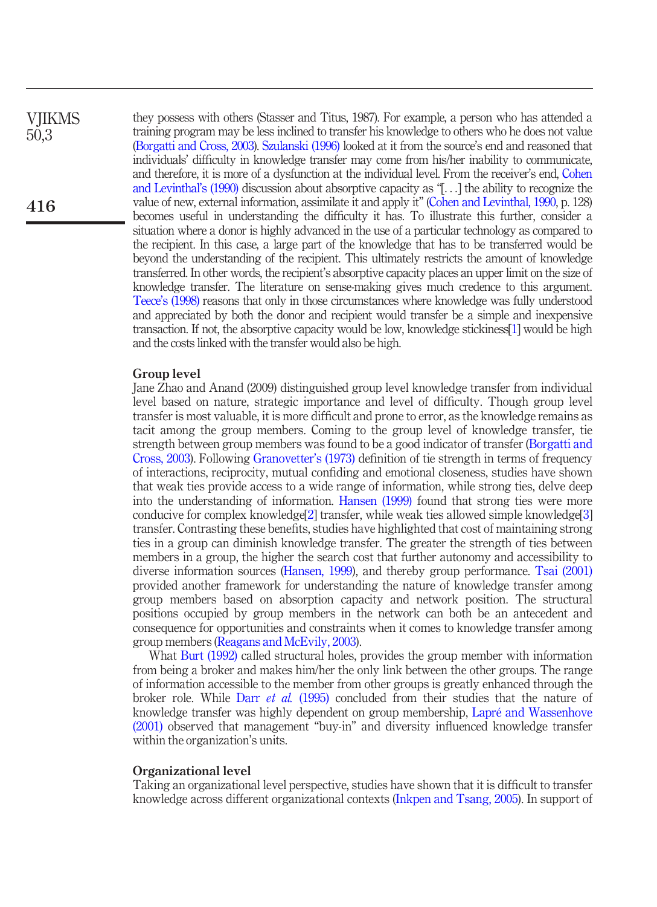they possess with others (Stasser and Titus, 1987). For example, a person who has attended a training program may be less inclined to transfer his knowledge to others who he does not value (Borgatti and Cross, 2003). Szulanski (1996) looked at it from the source's end and reasoned that individuals' difficulty in knowledge transfer may come from his/her inability to communicate, and therefore, it is more of a dysfunction at the individual level. From the receiver's end, Cohen and Levinthal's (1990) discussion about absorptive capacity as "[. . .] the ability to recognize the value of new, external information, assimilate it and apply it" (Cohen and Levinthal, 1990, p. 128) becomes useful in understanding the difficulty it has. To illustrate this further, consider a situation where a donor is highly advanced in the use of a particular technology as compared to the recipient. In this case, a large part of the knowledge that has to be transferred would be beyond the understanding of the recipient. This ultimately restricts the amount of knowledge transferred. In other words, the recipient's absorptive capacity places an upper limit on the size of knowledge transfer. The literature on sense-making gives much credence to this argument. Teece's (1998) reasons that only in those circumstances where knowledge was fully understood and appreciated by both the donor and recipient would transfer be a simple and inexpensive transaction. If not, the absorptive capacity would be low, knowledge stickiness[1] would be high and the costs linked with the transfer would also be high.

### Group level

Jane Zhao and Anand (2009) distinguished group level knowledge transfer from individual level based on nature, strategic importance and level of difficulty. Though group level transfer is most valuable, it is more difficult and prone to error, as the knowledge remains as tacit among the group members. Coming to the group level of knowledge transfer, tie strength between group members was found to be a good indicator of transfer (Borgatti and Cross, 2003). Following Granovetter's (1973) definition of tie strength in terms of frequency of interactions, reciprocity, mutual confiding and emotional closeness, studies have shown that weak ties provide access to a wide range of information, while strong ties, delve deep into the understanding of information. Hansen (1999) found that strong ties were more conducive for complex knowledge[2] transfer, while weak ties allowed simple knowledge[3] transfer. Contrasting these benefits, studies have highlighted that cost of maintaining strong ties in a group can diminish knowledge transfer. The greater the strength of ties between members in a group, the higher the search cost that further autonomy and accessibility to diverse information sources (Hansen, 1999), and thereby group performance. Tsai (2001) provided another framework for understanding the nature of knowledge transfer among group members based on absorption capacity and network position. The structural positions occupied by group members in the network can both be an antecedent and consequence for opportunities and constraints when it comes to knowledge transfer among group members (Reagans and McEvily, 2003).

What Burt (1992) called structural holes, provides the group member with information from being a broker and makes him/her the only link between the other groups. The range of information accessible to the member from other groups is greatly enhanced through the broker role. While Darr *et al.* (1995) concluded from their studies that the nature of knowledge transfer was highly dependent on group membership, Lapré and Wassenhove (2001) observed that management "buy-in" and diversity influenced knowledge transfer within the organization's units.

### Organizational level

Taking an organizational level perspective, studies have shown that it is difficult to transfer knowledge across different organizational contexts (Inkpen and Tsang, 2005). In support of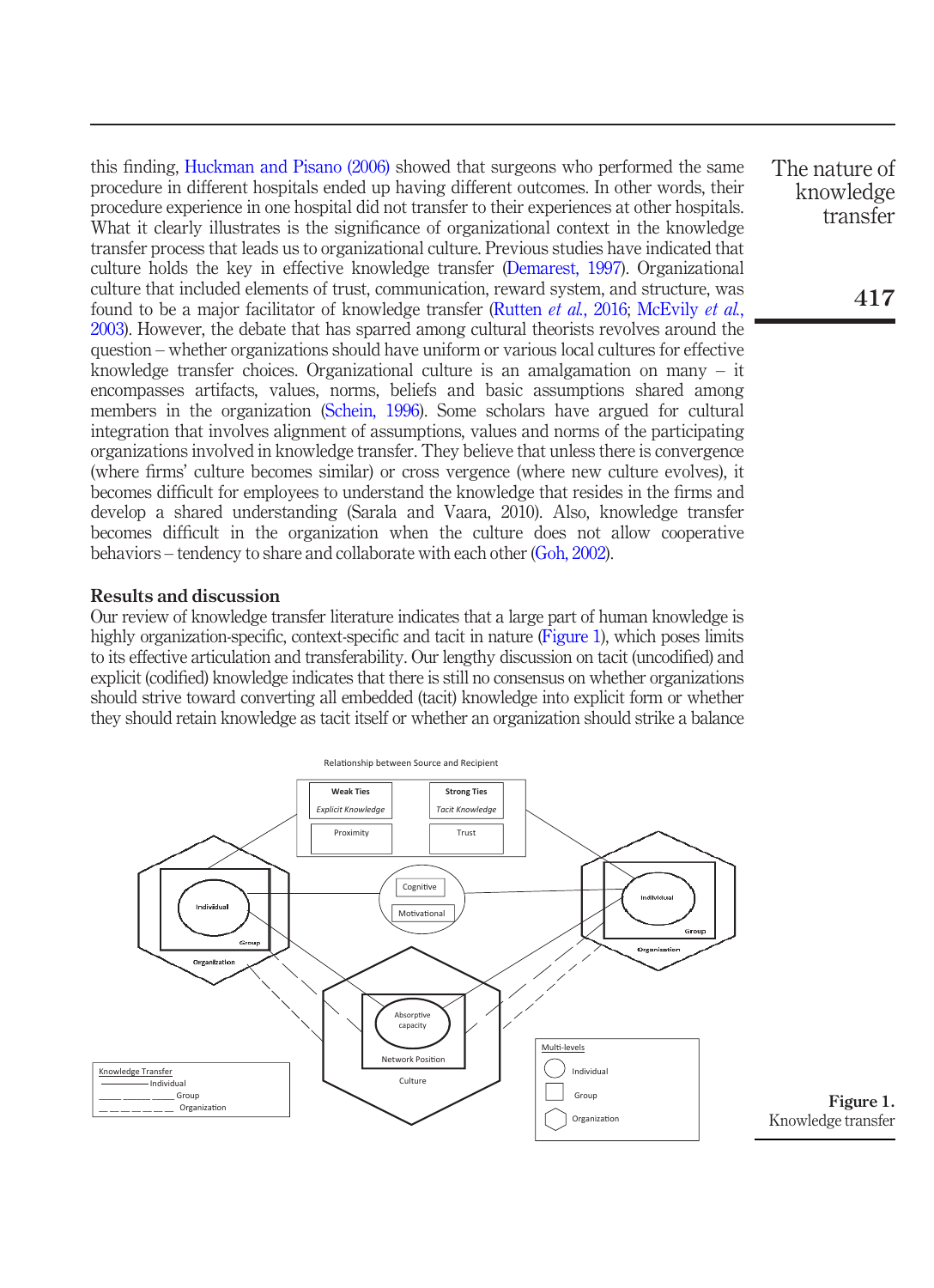this finding, Huckman and Pisano (2006) showed that surgeons who performed the same procedure in different hospitals ended up having different outcomes. In other words, their procedure experience in one hospital did not transfer to their experiences at other hospitals. What it clearly illustrates is the significance of organizational context in the knowledge transfer process that leads us to organizational culture. Previous studies have indicated that culture holds the key in effective knowledge transfer (Demarest, 1997). Organizational culture that included elements of trust, communication, reward system, and structure, was found to be a major facilitator of knowledge transfer (Rutten *et al.*, 2016; McEvily *et al.*, 2003). However, the debate that has sparred among cultural theorists revolves around the question – whether organizations should have uniform or various local cultures for effective knowledge transfer choices. Organizational culture is an amalgamation on many – it encompasses artifacts, values, norms, beliefs and basic assumptions shared among members in the organization (Schein, 1996). Some scholars have argued for cultural integration that involves alignment of assumptions, values and norms of the participating organizations involved in knowledge transfer. They believe that unless there is convergence (where firms' culture becomes similar) or cross vergence (where new culture evolves), it becomes difficult for employees to understand the knowledge that resides in the firms and develop a shared understanding (Sarala and Vaara, 2010). Also, knowledge transfer becomes difficult in the organization when the culture does not allow cooperative behaviors – tendency to share and collaborate with each other (Goh, 2002).

## Results and discussion

Our review of knowledge transfer literature indicates that a large part of human knowledge is highly organization-specific, context-specific and tacit in nature (Figure 1), which poses limits to its effective articulation and transferability. Our lengthy discussion on tacit (uncodified) and explicit (codified) knowledge indicates that there is still no consensus on whether organizations should strive toward converting all embedded (tacit) knowledge into explicit form or whether they should retain knowledge as tacit itself or whether an organization should strike a balance

**Figure 1.** Knowledge transfer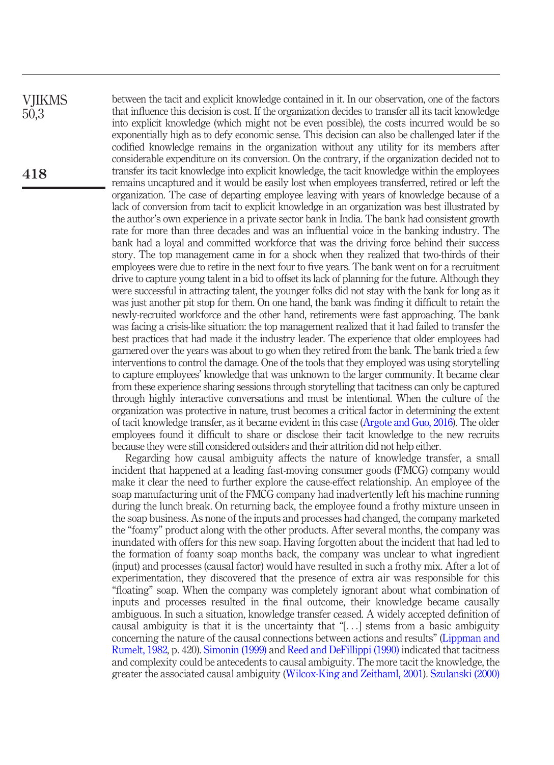between the tacit and explicit knowledge contained in it. In our observation, one of the factors that influence this decision is cost. If the organization decides to transfer all its tacit knowledge into explicit knowledge (which might not be even possible), the costs incurred would be so exponentially high as to defy economic sense. This decision can also be challenged later if the codified knowledge remains in the organization without any utility for its members after considerable expenditure on its conversion. On the contrary, if the organization decided not to transfer its tacit knowledge into explicit knowledge, the tacit knowledge within the employees remains uncaptured and it would be easily lost when employees transferred, retired or left the organization. The case of departing employee leaving with years of knowledge because of a lack of conversion from tacit to explicit knowledge in an organization was best illustrated by the author's own experience in a private sector bank in India. The bank had consistent growth rate for more than three decades and was an influential voice in the banking industry. The bank had a loyal and committed workforce that was the driving force behind their success story. The top management came in for a shock when they realized that two-thirds of their employees were due to retire in the next four to five years. The bank went on for a recruitment drive to capture young talent in a bid to offset its lack of planning for the future. Although they were successful in attracting talent, the younger folks did not stay with the bank for long as it was just another pit stop for them. On one hand, the bank was finding it difficult to retain the newly-recruited workforce and the other hand, retirements were fast approaching. The bank was facing a crisis-like situation: the top management realized that it had failed to transfer the best practices that had made it the industry leader. The experience that older employees had garnered over the years was about to go when they retired from the bank. The bank tried a few interventions to control the damage. One of the tools that they employed was using storytelling to capture employees' knowledge that was unknown to the larger community. It became clear from these experience sharing sessions through storytelling that tacitness can only be captured through highly interactive conversations and must be intentional. When the culture of the organization was protective in nature, trust becomes a critical factor in determining the extent of tacit knowledge transfer, as it became evident in this case (Argote and Guo, 2016). The older employees found it difficult to share or disclose their tacit knowledge to the new recruits because they were still considered outsiders and their attrition did not help either.

Regarding how causal ambiguity affects the nature of knowledge transfer, a small incident that happened at a leading fast-moving consumer goods (FMCG) company would make it clear the need to further explore the cause-effect relationship. An employee of the soap manufacturing unit of the FMCG company had inadvertently left his machine running during the lunch break. On returning back, the employee found a frothy mixture unseen in the soap business. As none of the inputs and processes had changed, the company marketed the "foamy" product along with the other products. After several months, the company was inundated with offers for this new soap. Having forgotten about the incident that had led to the formation of foamy soap months back, the company was unclear to what ingredient (input) and processes (causal factor) would have resulted in such a frothy mix. After a lot of experimentation, they discovered that the presence of extra air was responsible for this "floating" soap. When the company was completely ignorant about what combination of inputs and processes resulted in the final outcome, their knowledge became causally ambiguous. In such a situation, knowledge transfer ceased. A widely accepted definition of causal ambiguity is that it is the uncertainty that "[…] stems from a basic ambiguity concerning the nature of the causal connections between actions and results" (Lippman and Rumelt, 1982, p. 420). Simonin (1999) and Reed and DeFillippi (1990) indicated that tacitness and complexity could be antecedents to causal ambiguity. The more tacit the knowledge, the greater the associated causal ambiguity (Wilcox-King and Zeithaml, 2001). Szulanski (2000)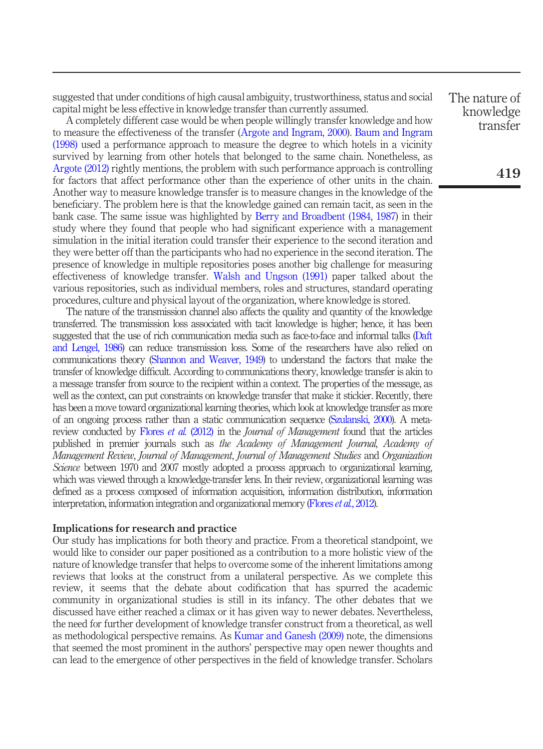suggested that under conditions of high causal ambiguity, trustworthiness, status and social capital might be less effective in knowledge transfer than currently assumed.

A completely different case would be when people willingly transfer knowledge and how to measure the effectiveness of the transfer (Argote and Ingram, 2000). Baum and Ingram (1998) used a performance approach to measure the degree to which hotels in a vicinity survived by learning from other hotels that belonged to the same chain. Nonetheless, as Argote (2012) rightly mentions, the problem with such performance approach is controlling for factors that affect performance other than the experience of other units in the chain. Another way to measure knowledge transfer is to measure changes in the knowledge of the beneficiary. The problem here is that the knowledge gained can remain tacit, as seen in the bank case. The same issue was highlighted by Berry and Broadbent (1984, 1987) in their study where they found that people who had significant experience with a management simulation in the initial iteration could transfer their experience to the second iteration and they were better off than the participants who had no experience in the second iteration. The presence of knowledge in multiple repositories poses another big challenge for measuring effectiveness of knowledge transfer. Walsh and Ungson (1991) paper talked about the various repositories, such as individual members, roles and structures, standard operating procedures, culture and physical layout of the organization, where knowledge is stored.

The nature of the transmission channel also affects the quality and quantity of the knowledge transferred. The transmission loss associated with tacit knowledge is higher; hence, it has been suggested that the use of rich communication media such as face-to-face and informal talks (Daft and Lengel, 1986) can reduce transmission loss. Some of the researchers have also relied on communications theory (Shannon and Weaver, 1949) to understand the factors that make the transfer of knowledge difficult. According to communications theory, knowledge transfer is akin to a message transfer from source to the recipient within a context. The properties of the message, as well as the context, can put constraints on knowledge transfer that make it stickier. Recently, there has been a move toward organizational learning theories, which look at knowledge transfer as more of an ongoing process rather than a static communication sequence (Szulanski, 2000). A meta-review conducted by Flores *et al.* (2012) in the *Journal of Management* found that the articles published in premier journals such as *the Academy of Management Journal*, *Academy of Management Review*, *Journal of Management*, *Journal of Management Studies* and *Organization Science* between 1970 and 2007 mostly adopted a process approach to organizational learning, which was viewed through a knowledge-transfer lens. In their review, organizational learning was defined as a process composed of information acquisition, information distribution, information interpretation, information integration and organizational memory (Flores *et al.*, 2012).

## Implications for research and practice

Our study has implications for both theory and practice. From a theoretical standpoint, we would like to consider our paper positioned as a contribution to a more holistic view of the nature of knowledge transfer that helps to overcome some of the inherent limitations among reviews that looks at the construct from a unilateral perspective. As we complete this review, it seems that the debate about codification that has spurred the academic community in organizational studies is still in its infancy. The other debates that we discussed have either reached a climax or it has given way to newer debates. Nevertheless, the need for further development of knowledge transfer construct from a theoretical, as well as methodological perspective remains. As Kumar and Ganesh (2009) note, the dimensions that seemed the most prominent in the authors' perspective may open newer thoughts and can lead to the emergence of other perspectives in the field of knowledge transfer. Scholars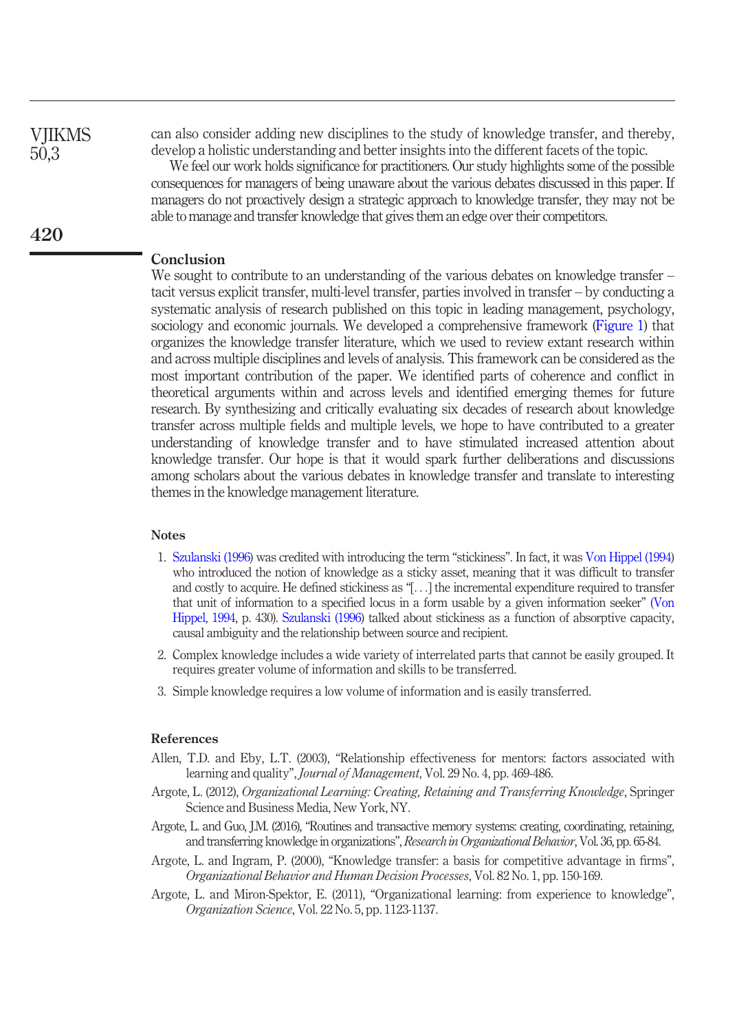can also consider adding new disciplines to the study of knowledge transfer, and thereby, develop a holistic understanding and better insights into the different facets of the topic.

We feel our work holds significance for practitioners. Our study highlights some of the possible consequences for managers of being unaware about the various debates discussed in this paper. If managers do not proactively design a strategic approach to knowledge transfer, they may not be able to manage and transfer knowledge that gives them an edge over their competitors.

## Conclusion

We sought to contribute to an understanding of the various debates on knowledge transfer – tacit versus explicit transfer, multi-level transfer, parties involved in transfer – by conducting a systematic analysis of research published on this topic in leading management, psychology, sociology and economic journals. We developed a comprehensive framework (Figure 1) that organizes the knowledge transfer literature, which we used to review extant research within and across multiple disciplines and levels of analysis. This framework can be considered as the most important contribution of the paper. We identified parts of coherence and conflict in theoretical arguments within and across levels and identified emerging themes for future research. By synthesizing and critically evaluating six decades of research about knowledge transfer across multiple fields and multiple levels, we hope to have contributed to a greater understanding of knowledge transfer and to have stimulated increased attention about knowledge transfer. Our hope is that it would spark further deliberations and discussions among scholars about the various debates in knowledge transfer and translate to interesting themes in the knowledge management literature.

### Notes

1. Szulanski (1996) was credited with introducing the term "stickiness". In fact, it was Von Hippel (1994) who introduced the notion of knowledge as a sticky asset, meaning that it was difficult to transfer and costly to acquire. He defined stickiness as "[. . .] the incremental expenditure required to transfer that unit of information to a specified locus in a form usable by a given information seeker" (Von Hippel, 1994, p. 430). Szulanski (1996) talked about stickiness as a function of absorptive capacity, causal ambiguity and the relationship between source and recipient.
2. Complex knowledge includes a wide variety of interrelated parts that cannot be easily grouped. It requires greater volume of information and skills to be transferred.
3. Simple knowledge requires a low volume of information and is easily transferred.

## References

Allen, T.D. and Eby, L.T. (2003), "Relationship effectiveness for mentors: factors associated with learning and quality", *Journal of Management*, Vol. 29 No. 4, pp. 469-486.

Argote, L. (2012), *Organizational Learning: Creating, Retaining and Transferring Knowledge*, Springer Science and Business Media, New York, NY.

Argote, L. and Guo, J.M. (2016), "Routines and transactive memory systems: creating, coordinating, retaining, and transferring knowledge in organizations", *Research in Organizational Behavior*, Vol. 36, pp. 65-84.

Argote, L. and Ingram, P. (2000), "Knowledge transfer: a basis for competitive advantage in firms", *Organizational Behavior and Human Decision Processes*, Vol. 82 No. 1, pp. 150-169.

Argote, L. and Miron-Spektor, E. (2011), "Organizational learning: from experience to knowledge", *Organization Science*, Vol. 22 No. 5, pp. 1123-1137.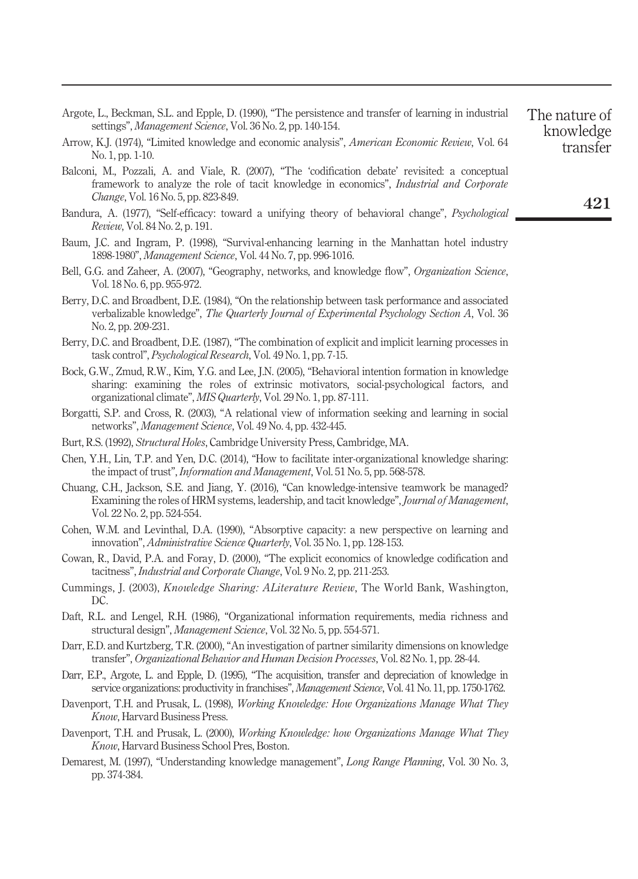Argote, L., Beckman, S.L. and Epple, D. (1990), "The persistence and transfer of learning in industrial settings", *Management Science*, Vol. 36 No. 2, pp. 140-154.

Arrow, K.J. (1974), "Limited knowledge and economic analysis", *American Economic Review*, Vol. 64 No. 1, pp. 1-10.

Balconi, M., Pozzali, A. and Viale, R. (2007), "The 'codification debate' revisited: a conceptual framework to analyze the role of tacit knowledge in economics", *Industrial and Corporate Change*, Vol. 16 No. 5, pp. 823-849.

Bandura, A. (1977), "Self-efficacy: toward a unifying theory of behavioral change", *Psychological Review*, Vol. 84 No. 2, p. 191.

Baum, J.C. and Ingram, P. (1998), "Survival-enhancing learning in the Manhattan hotel industry 1898-1980", *Management Science*, Vol. 44 No. 7, pp. 996-1016.

Bell, G.G. and Zaheer, A. (2007), "Geography, networks, and knowledge flow", *Organization Science*, Vol. 18 No. 6, pp. 955-972.

Berry, D.C. and Broadbent, D.E. (1984), "On the relationship between task performance and associated verbalizable knowledge", *The Quarterly Journal of Experimental Psychology Section A*, Vol. 36 No. 2, pp. 209-231.

Berry, D.C. and Broadbent, D.E. (1987), "The combination of explicit and implicit learning processes in task control", *Psychological Research*, Vol. 49 No. 1, pp. 7-15.

Bock, G.W., Zmud, R.W., Kim, Y.G. and Lee, J.N. (2005), "Behavioral intention formation in knowledge sharing: examining the roles of extrinsic motivators, social-psychological factors, and organizational climate", *MIS Quarterly*, Vol. 29 No. 1, pp. 87-111.

Borgatti, S.P. and Cross, R. (2003), "A relational view of information seeking and learning in social networks", *Management Science*, Vol. 49 No. 4, pp. 432-445.

Burt, R.S. (1992), *Structural Holes*, Cambridge University Press, Cambridge, MA.

Chen, Y.H., Lin, T.P. and Yen, D.C. (2014), "How to facilitate inter-organizational knowledge sharing: the impact of trust", *Information and Management*, Vol. 51 No. 5, pp. 568-578.

Chuang, C.H., Jackson, S.E. and Jiang, Y. (2016), "Can knowledge-intensive teamwork be managed? Examining the roles of HRM systems, leadership, and tacit knowledge", *Journal of Management*, Vol. 22 No. 2, pp. 524-554.

Cohen, W.M. and Levinthal, D.A. (1990), "Absorptive capacity: a new perspective on learning and innovation", *Administrative Science Quarterly*, Vol. 35 No. 1, pp. 128-153.

Cowan, R., David, P.A. and Foray, D. (2000), "The explicit economics of knowledge codification and tacitness", *Industrial and Corporate Change*, Vol. 9 No. 2, pp. 211-253.

Cummings, J. (2003), *Knowledge Sharing: ALiterature Review*, The World Bank, Washington, DC.

Daft, R.L. and Lengel, R.H. (1986), "Organizational information requirements, media richness and structural design", *Management Science*, Vol. 32 No. 5, pp. 554-571.

Darr, E.D. and Kurtzberg, T.R. (2000), "An investigation of partner similarity dimensions on knowledge transfer", *Organizational Behavior and Human Decision Processes*, Vol. 82 No. 1, pp. 28-44.

Darr, E.P., Argote, L. and Epple, D. (1995), "The acquisition, transfer and depreciation of knowledge in service organizations: productivity in franchises", *Management Science*, Vol. 41 No. 11, pp. 1750-1762.

Davenport, T.H. and Prusak, L. (1998), *Working Knowledge: How Organizations Manage What They Know*, Harvard Business Press.

Davenport, T.H. and Prusak, L. (2000), *Working Knowledge: how Organizations Manage What They Know*, Harvard Business School Pres, Boston.

Demarest, M. (1997), "Understanding knowledge management", *Long Range Planning*, Vol. 30 No. 3, pp. 374-384.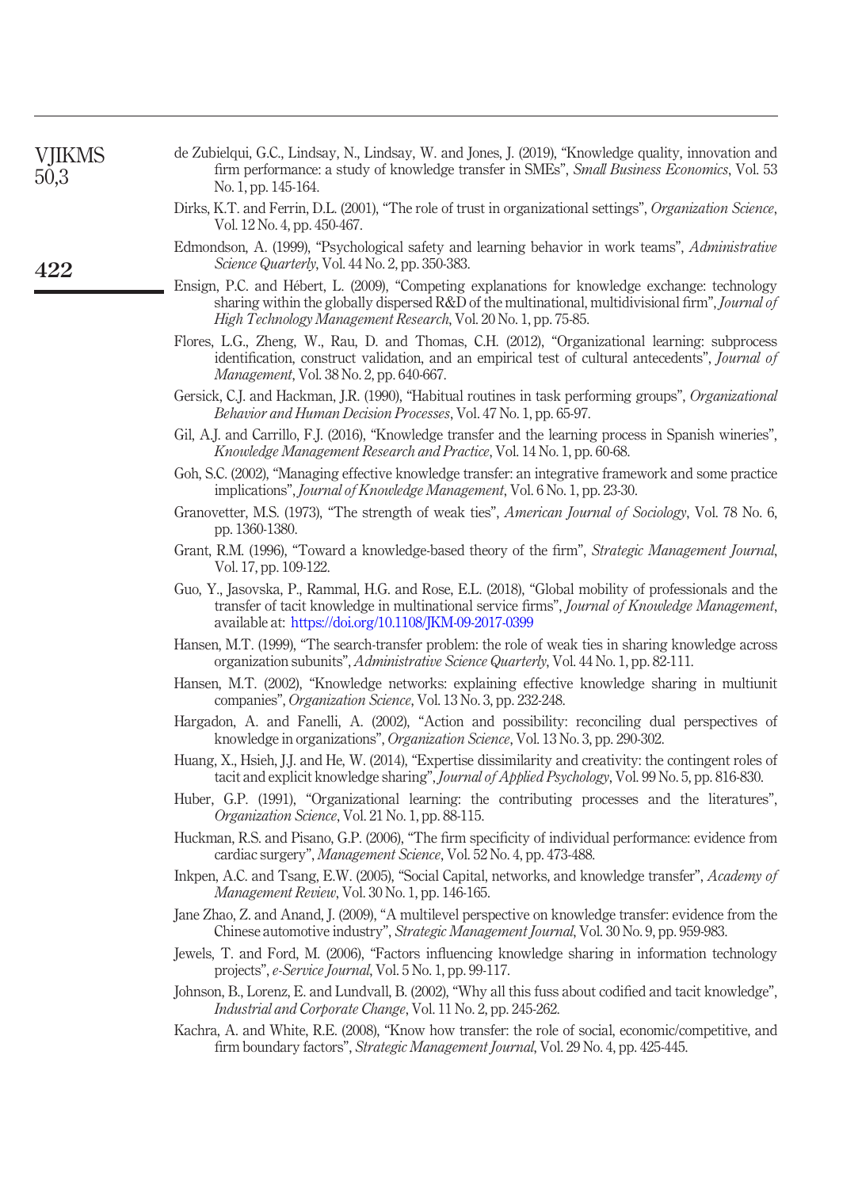de Zubielqui, G.C., Lindsay, N., Lindsay, W. and Jones, J. (2019), "Knowledge quality, innovation and firm performance: a study of knowledge transfer in SMEs", *Small Business Economics*, Vol. 53 No. 1, pp. 145-164.

Dirks, K.T. and Ferrin, D.L. (2001), "The role of trust in organizational settings", *Organization Science*, Vol. 12 No. 4, pp. 450-467.

Edmondson, A. (1999), "Psychological safety and learning behavior in work teams", *Administrative Science Quarterly*, Vol. 44 No. 2, pp. 350-383.

Ensign, P.C. and Hébert, L. (2009), "Competing explanations for knowledge exchange: technology sharing within the globally dispersed R&D of the multinational, multidivisional firm", *Journal of High Technology Management Research*, Vol. 20 No. 1, pp. 75-85.

Flores, L.G., Zheng, W., Rau, D. and Thomas, C.H. (2012), "Organizational learning: subprocess identification, construct validation, and an empirical test of cultural antecedents", *Journal of Management*, Vol. 38 No. 2, pp. 640-667.

Gersick, C.J. and Hackman, J.R. (1990), "Habitual routines in task performing groups", *Organizational Behavior and Human Decision Processes*, Vol. 47 No. 1, pp. 65-97.

Gil, A.J. and Carrillo, F.J. (2016), "Knowledge transfer and the learning process in Spanish wineries", *Knowledge Management Research and Practice*, Vol. 14 No. 1, pp. 60-68.

Goh, S.C. (2002), "Managing effective knowledge transfer: an integrative framework and some practice implications", *Journal of Knowledge Management*, Vol. 6 No. 1, pp. 23-30.

Granovetter, M.S. (1973), "The strength of weak ties", *American Journal of Sociology*, Vol. 78 No. 6, pp. 1360-1380.

Grant, R.M. (1996), "Toward a knowledge-based theory of the firm", *Strategic Management Journal*, Vol. 17, pp. 109-122.

Guo, Y., Jasovska, P., Rammal, H.G. and Rose, E.L. (2018), "Global mobility of professionals and the transfer of tacit knowledge in multinational service firms", *Journal of Knowledge Management*, available at: https://doi.org/10.1108/JKM-09-2017-0399

Hansen, M.T. (1999), "The search-transfer problem: the role of weak ties in sharing knowledge across organization subunits", *Administrative Science Quarterly*, Vol. 44 No. 1, pp. 82-111.

Hansen, M.T. (2002), "Knowledge networks: explaining effective knowledge sharing in multiunit companies", *Organization Science*, Vol. 13 No. 3, pp. 232-248.

Hargadon, A. and Fanelli, A. (2002), "Action and possibility: reconciling dual perspectives of knowledge in organizations", *Organization Science*, Vol. 13 No. 3, pp. 290-302.

Huang, X., Hsieh, J.J. and He, W. (2014), "Expertise dissimilarity and creativity: the contingent roles of tacit and explicit knowledge sharing", *Journal of Applied Psychology*, Vol. 99 No. 5, pp. 816-830.

Huber, G.P. (1991), "Organizational learning: the contributing processes and the literatures", *Organization Science*, Vol. 21 No. 1, pp. 88-115.

Huckman, R.S. and Pisano, G.P. (2006), "The firm specificity of individual performance: evidence from cardiac surgery", *Management Science*, Vol. 52 No. 4, pp. 473-488.

Inkpen, A.C. and Tsang, E.W. (2005), "Social Capital, networks, and knowledge transfer", *Academy of Management Review*, Vol. 30 No. 1, pp. 146-165.

Jane Zhao, Z. and Anand, J. (2009), "A multilevel perspective on knowledge transfer: evidence from the Chinese automotive industry", *Strategic Management Journal*, Vol. 30 No. 9, pp. 959-983.

Jewels, T. and Ford, M. (2006), "Factors influencing knowledge sharing in information technology projects", *e-Service Journal*, Vol. 5 No. 1, pp. 99-117.

Johnson, B., Lorenz, E. and Lundvall, B. (2002), "Why all this fuss about codified and tacit knowledge", *Industrial and Corporate Change*, Vol. 11 No. 2, pp. 245-262.

Kachra, A. and White, R.E. (2008), "Know how transfer: the role of social, economic/competitive, and firm boundary factors", *Strategic Management Journal*, Vol. 29 No. 4, pp. 425-445.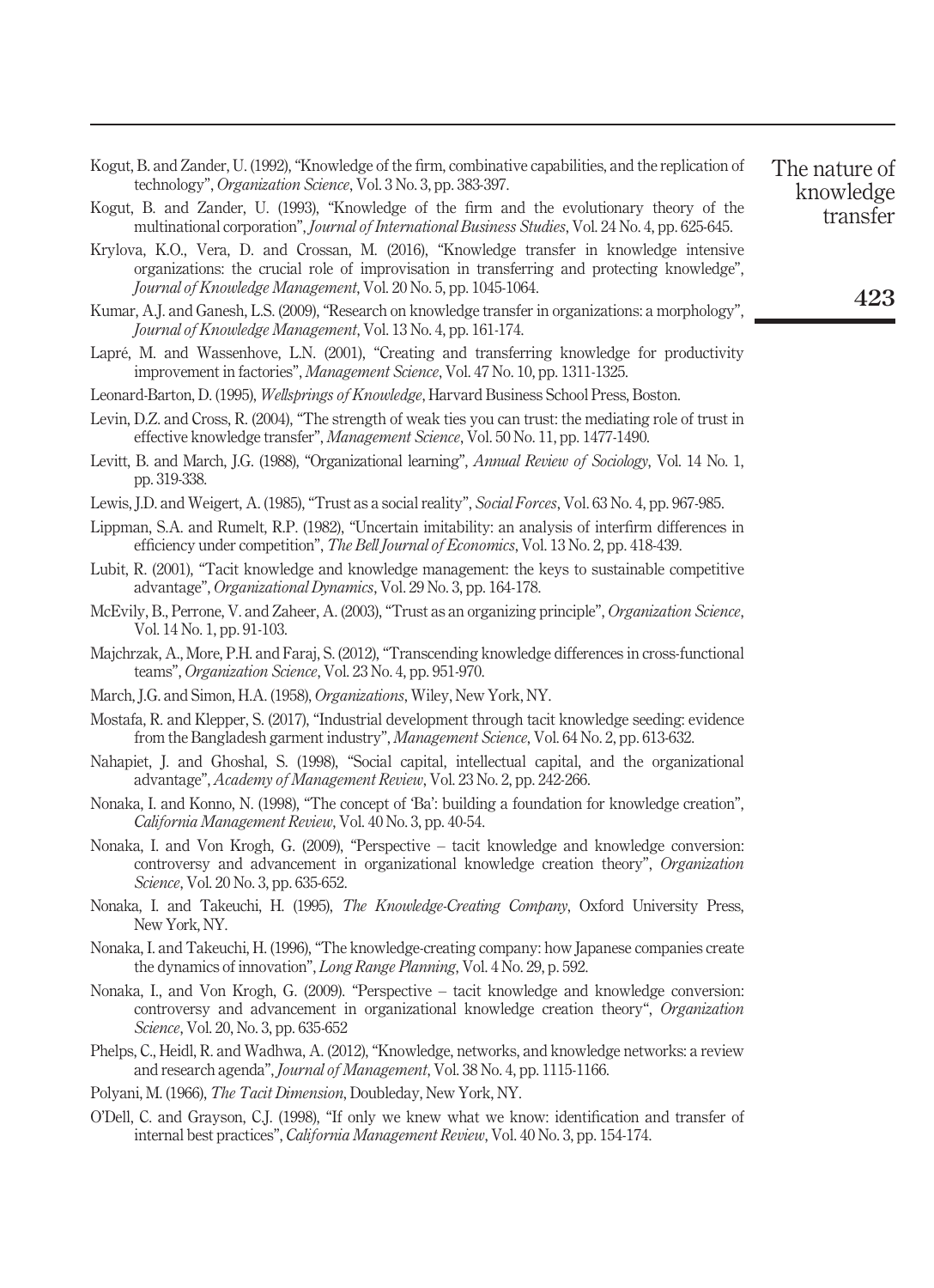Kogut, B. and Zander, U. (1992), "Knowledge of the firm, combinative capabilities, and the replication of technology", *Organization Science*, Vol. 3 No. 3, pp. 383-397.

Kogut, B. and Zander, U. (1993), "Knowledge of the firm and the evolutionary theory of the multinational corporation", *Journal of International Business Studies*, Vol. 24 No. 4, pp. 625-645.

Krylova, K.O., Vera, D. and Crossan, M. (2016), "Knowledge transfer in knowledge intensive organizations: the crucial role of improvisation in transferring and protecting knowledge", *Journal of Knowledge Management*, Vol. 20 No. 5, pp. 1045-1064.

Kumar, A.J. and Ganesh, L.S. (2009), "Research on knowledge transfer in organizations: a morphology", *Journal of Knowledge Management*, Vol. 13 No. 4, pp. 161-174.

Lapré, M. and Wassenhove, L.N. (2001), "Creating and transferring knowledge for productivity improvement in factories", *Management Science*, Vol. 47 No. 10, pp. 1311-1325.

Leonard-Barton, D. (1995), *Wellsprings of Knowledge*, Harvard Business School Press, Boston.

Levin, D.Z. and Cross, R. (2004), "The strength of weak ties you can trust: the mediating role of trust in effective knowledge transfer", *Management Science*, Vol. 50 No. 11, pp. 1477-1490.

Levitt, B. and March, J.G. (1988), "Organizational learning", *Annual Review of Sociology*, Vol. 14 No. 1, pp. 319-338.

Lewis, J.D. and Weigert, A. (1985), "Trust as a social reality", *Social Forces*, Vol. 63 No. 4, pp. 967-985.

Lippman, S.A. and Rumelt, R.P. (1982), "Uncertain imitability: an analysis of interfirm differences in efficiency under competition", *The Bell Journal of Economics*, Vol. 13 No. 2, pp. 418-439.

Lubit, R. (2001), "Tacit knowledge and knowledge management: the keys to sustainable competitive advantage", *Organizational Dynamics*, Vol. 29 No. 3, pp. 164-178.

McEvily, B., Perrone, V. and Zaheer, A. (2003), "Trust as an organizing principle", *Organization Science*, Vol. 14 No. 1, pp. 91-103.

Majchrzak, A., More, P.H. and Faraj, S. (2012), "Transcending knowledge differences in cross-functional teams", *Organization Science*, Vol. 23 No. 4, pp. 951-970.

March, J.G. and Simon, H.A. (1958), *Organizations*, Wiley, New York, NY.

Mostafa, R. and Klepper, S. (2017), "Industrial development through tacit knowledge seeding: evidence from the Bangladesh garment industry", *Management Science*, Vol. 64 No. 2, pp. 613-632.

Nahapiet, J. and Ghoshal, S. (1998), "Social capital, intellectual capital, and the organizational advantage", *Academy of Management Review*, Vol. 23 No. 2, pp. 242-266.

Nonaka, I. and Konno, N. (1998), "The concept of 'Ba': building a foundation for knowledge creation", *California Management Review*, Vol. 40 No. 3, pp. 40-54.

Nonaka, I. and Von Krogh, G. (2009), "Perspective – tacit knowledge and knowledge conversion: controversy and advancement in organizational knowledge creation theory", *Organization Science*, Vol. 20 No. 3, pp. 635-652.

Nonaka, I. and Takeuchi, H. (1995), *The Knowledge-Creating Company*, Oxford University Press, New York, NY.

Nonaka, I. and Takeuchi, H. (1996), "The knowledge-creating company: how Japanese companies create the dynamics of innovation", *Long Range Planning*, Vol. 4 No. 29, p. 592.

Nonaka, I., and Von Krogh, G. (2009). "Perspective – tacit knowledge and knowledge conversion: controversy and advancement in organizational knowledge creation theory", *Organization Science*, Vol. 20, No. 3, pp. 635-652

Phelps, C., Heidl, R. and Wadhwa, A. (2012), "Knowledge, networks, and knowledge networks: a review and research agenda", *Journal of Management*, Vol. 38 No. 4, pp. 1115-1166.

Polyani, M. (1966), *The Tacit Dimension*, Doubleday, New York, NY.

O'Dell, C. and Grayson, C.J. (1998), "If only we knew what we know: identification and transfer of internal best practices", *California Management Review*, Vol. 40 No. 3, pp. 154-174.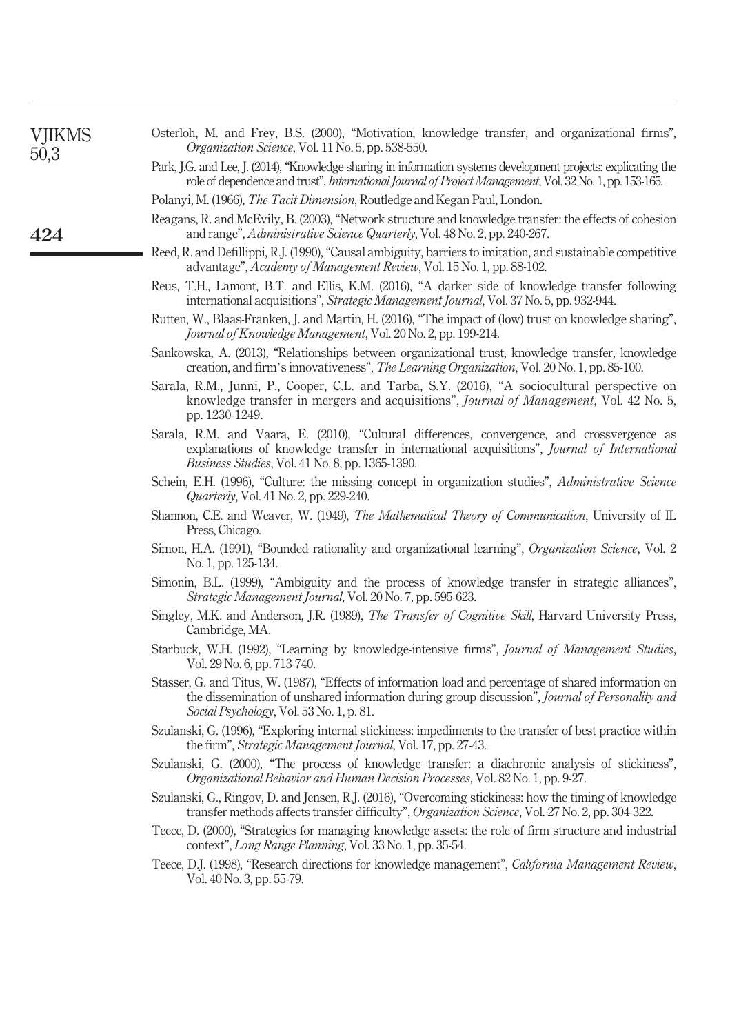Osterloh, M. and Frey, B.S. (2000), "Motivation, knowledge transfer, and organizational firms", *Organization Science*, Vol. 11 No. 5, pp. 538-550.

Park, J.G. and Lee, J. (2014), "Knowledge sharing in information systems development projects: explicating the role of dependence and trust", *International Journal of Project Management*, Vol. 32 No. 1, pp. 153-165.

Polanyi, M. (1966), *The Tacit Dimension*, Routledge and Kegan Paul, London.

Reagans, R. and McEvily, B. (2003), "Network structure and knowledge transfer: the effects of cohesion and range", *Administrative Science Quarterly*, Vol. 48 No. 2, pp. 240-267.

Reed, R. and Defillippi, R.J. (1990), "Causal ambiguity, barriers to imitation, and sustainable competitive advantage", *Academy of Management Review*, Vol. 15 No. 1, pp. 88-102.

Reus, T.H., Lamont, B.T. and Ellis, K.M. (2016), "A darker side of knowledge transfer following international acquisitions", *Strategic Management Journal*, Vol. 37 No. 5, pp. 932-944.

Rutten, W., Blaas-Franken, J. and Martin, H. (2016), "The impact of (low) trust on knowledge sharing", *Journal of Knowledge Management*, Vol. 20 No. 2, pp. 199-214.

Sankowska, A. (2013), "Relationships between organizational trust, knowledge transfer, knowledge creation, and firm's innovativeness", *The Learning Organization*, Vol. 20 No. 1, pp. 85-100.

Sarala, R.M., Junni, P., Cooper, C.L. and Tarba, S.Y. (2016), "A sociocultural perspective on knowledge transfer in mergers and acquisitions", *Journal of Management*, Vol. 42 No. 5, pp. 1230-1249.

Sarala, R.M. and Vaara, E. (2010), "Cultural differences, convergence, and crossvergence as explanations of knowledge transfer in international acquisitions", *Journal of International Business Studies*, Vol. 41 No. 8, pp. 1365-1390.

Schein, E.H. (1996), "Culture: the missing concept in organization studies", *Administrative Science Quarterly*, Vol. 41 No. 2, pp. 229-240.

Shannon, C.E. and Weaver, W. (1949), *The Mathematical Theory of Communication*, University of IL Press, Chicago.

Simon, H.A. (1991), "Bounded rationality and organizational learning", *Organization Science*, Vol. 2 No. 1, pp. 125-134.

Simonin, B.L. (1999), "Ambiguity and the process of knowledge transfer in strategic alliances", *Strategic Management Journal*, Vol. 20 No. 7, pp. 595-623.

Singley, M.K. and Anderson, J.R. (1989), *The Transfer of Cognitive Skill*, Harvard University Press, Cambridge, MA.

Starbuck, W.H. (1992), "Learning by knowledge-intensive firms", *Journal of Management Studies*, Vol. 29 No. 6, pp. 713-740.

Stasser, G. and Titus, W. (1987), "Effects of information load and percentage of shared information on the dissemination of unshared information during group discussion", *Journal of Personality and Social Psychology*, Vol. 53 No. 1, p. 81.

Szulanski, G. (1996), "Exploring internal stickiness: impediments to the transfer of best practice within the firm", *Strategic Management Journal*, Vol. 17, pp. 27-43.

Szulanski, G. (2000), "The process of knowledge transfer: a diachronic analysis of stickiness", *Organizational Behavior and Human Decision Processes*, Vol. 82 No. 1, pp. 9-27.

Szulanski, G., Ringov, D. and Jensen, R.J. (2016), "Overcoming stickiness: how the timing of knowledge transfer methods affects transfer difficulty", *Organization Science*, Vol. 27 No. 2, pp. 304-322.

Teece, D. (2000), "Strategies for managing knowledge assets: the role of firm structure and industrial context", *Long Range Planning*, Vol. 33 No. 1, pp. 35-54.

Teece, D.J. (1998), "Research directions for knowledge management", *California Management Review*, Vol. 40 No. 3, pp. 55-79.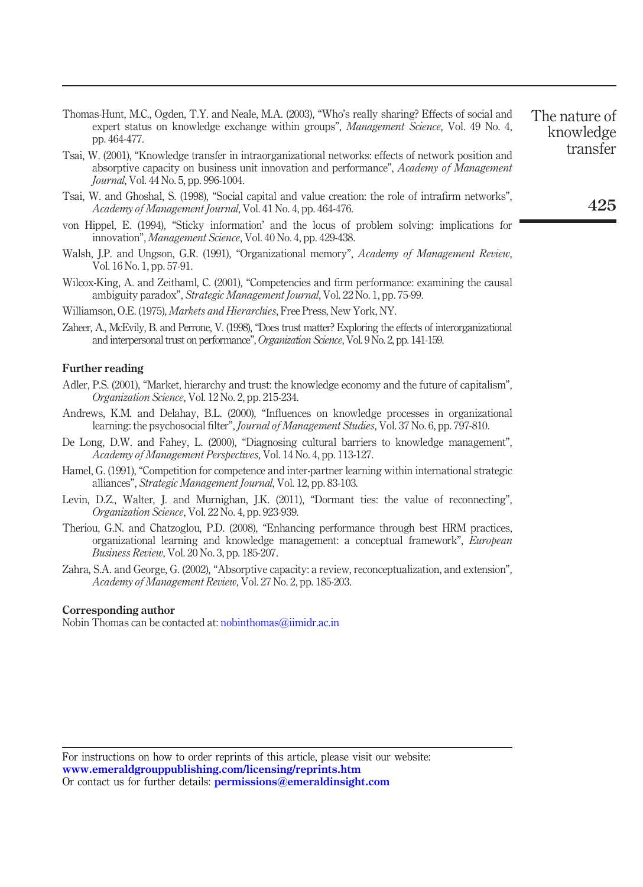Thomas-Hunt, M.C., Ogden, T.Y. and Neale, M.A. (2003), "Who's really sharing? Effects of social and expert status on knowledge exchange within groups", *Management Science*, Vol. 49 No. 4, pp. 464-477.

Tsai, W. (2001), "Knowledge transfer in intraorganizational networks: effects of network position and absorptive capacity on business unit innovation and performance", *Academy of Management Journal*, Vol. 44 No. 5, pp. 996-1004.

Tsai, W. and Ghoshal, S. (1998), "Social capital and value creation: the role of intrafirm networks", *Academy of Management Journal*, Vol. 41 No. 4, pp. 464-476.

von Hippel, E. (1994), "'Sticky information' and the locus of problem solving: implications for innovation", *Management Science*, Vol. 40 No. 4, pp. 429-438.

Walsh, J.P. and Ungson, G.R. (1991), "Organizational memory", *Academy of Management Review*, Vol. 16 No. 1, pp. 57-91.

Wilcox-King, A. and Zeithaml, C. (2001), "Competencies and firm performance: examining the causal ambiguity paradox", *Strategic Management Journal*, Vol. 22 No. 1, pp. 75-99.

Williamson, O.E. (1975), *Markets and Hierarchies*, Free Press, New York, NY.

Zaheer, A., McEvily, B. and Perrone, V. (1998), "Does trust matter? Exploring the effects of interorganizational and interpersonal trust on performance", *Organization Science*, Vol. 9 No. 2, pp. 141-159.

## Further reading

Adler, P.S. (2001), "Market, hierarchy and trust: the knowledge economy and the future of capitalism", *Organization Science*, Vol. 12 No. 2, pp. 215-234.

Andrews, K.M. and Delahay, B.L. (2000), "Influences on knowledge processes in organizational learning: the psychosocial filter", *Journal of Management Studies*, Vol. 37 No. 6, pp. 797-810.

De Long, D.W. and Fahey, L. (2000), "Diagnosing cultural barriers to knowledge management", *Academy of Management Perspectives*, Vol. 14 No. 4, pp. 113-127.

Hamel, G. (1991), "Competition for competence and inter-partner learning within international strategic alliances", *Strategic Management Journal*, Vol. 12, pp. 83-103.

Levin, D.Z., Walter, J. and Murnighan, J.K. (2011), "Dormant ties: the value of reconnecting", *Organization Science*, Vol. 22 No. 4, pp. 923-939.

Theriou, G.N. and Chatzoglou, P.D. (2008), "Enhancing performance through best HRM practices, organizational learning and knowledge management: a conceptual framework", *European Business Review*, Vol. 20 No. 3, pp. 185-207.

Zahra, S.A. and George, G. (2002), "Absorptive capacity: a review, reconceptualization, and extension", *Academy of Management Review*, Vol. 27 No. 2, pp. 185-203.

## Corresponding author

Nobin Thomas can be contacted at: nobinthomas@iimidr.ac.in

For instructions on how to order reprints of this article, please visit our website:
**www.emeraldgrouppublishing.com/licensing/reprints.htm**
Or contact us for further details: **permissions@emeraldinsight.com**